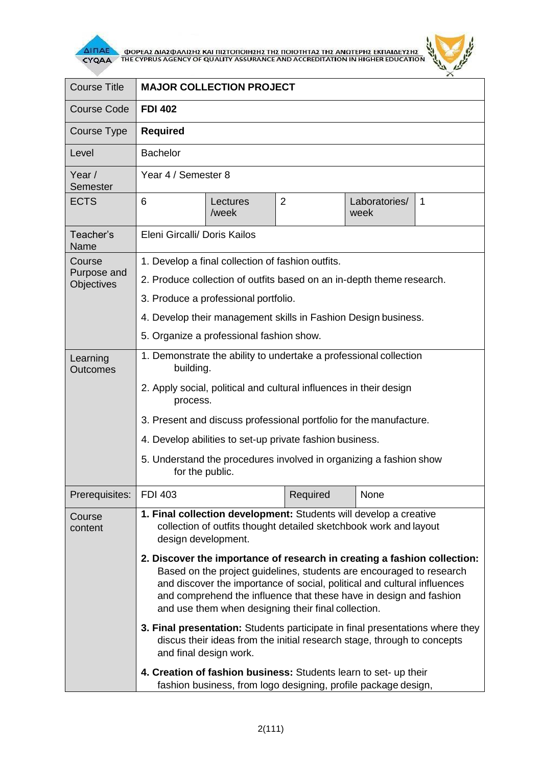| Course Title | **MAJOR COLLECTION PROJECT** | | | | |
|---|---|---|---|---|---|
| Course Code | **FDI 402** | | | | |
| Course Type | **Required** | | | | |
| Level | Bachelor | | | | |
| Year / Semester | Year 4 / Semester 8 | | | | |
| ECTS | 6 | Lectures /week | 2 | Laboratories/ week | 1 |
| Teacher's Name | Eleni Gircalli/ Doris Kailos | | | | |
| Course Purpose and Objectives | 1. Develop a final collection of fashion outfits.<br>2. Produce collection of outfits based on an in-depth theme research.<br>3. Produce a professional portfolio.<br>4. Develop their management skills in Fashion Design business.<br>5. Organize a professional fashion show. | | | | |
| Learning Outcomes | 1. Demonstrate the ability to undertake a professional collection building.<br>2. Apply social, political and cultural influences in their design process.<br>3. Present and discuss professional portfolio for the manufacture.<br>4. Develop abilities to set-up private fashion business.<br>5. Understand the procedures involved in organizing a fashion show for the public. | | | | |
| Prerequisites: | FDI 403 | | Required | None | |
| Course content | **1. Final collection development:** Students will develop a creative collection of outfits thought detailed sketchbook work and layout design development.<br>**2. Discover the importance of research in creating a fashion collection:** Based on the project guidelines, students are encouraged to research and discover the importance of social, political and cultural influences and comprehend the influence that these have in design and fashion and use them when designing their final collection.<br>**3. Final presentation:** Students participate in final presentations where they discus their ideas from the initial research stage, through to concepts and final design work.<br>**4. Creation of fashion business:** Students learn to set- up their fashion business, from logo designing, profile package design, | | | | |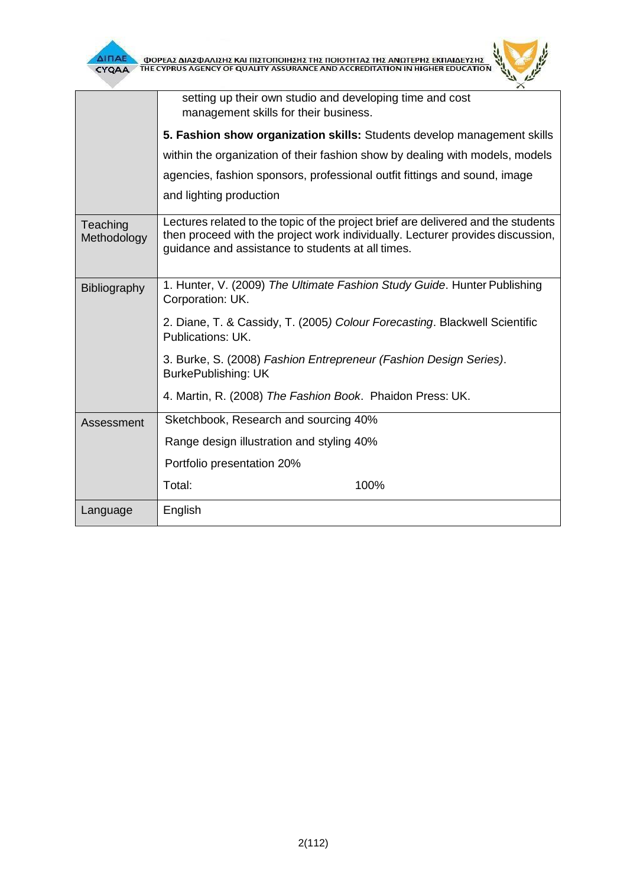| | |
|---|---|
| | setting up their own studio and developing time and cost management skills for their business.<br><br>**5. Fashion show organization skills:** Students develop management skills within the organization of their fashion show by dealing with models, models agencies, fashion sponsors, professional outfit fittings and sound, image and lighting production |
| Teaching Methodology | Lectures related to the topic of the project brief are delivered and the students then proceed with the project work individually. Lecturer provides discussion, guidance and assistance to students at all times. |
| Bibliography | 1. Hunter, V. (2009) *The Ultimate Fashion Study Guide*. Hunter Publishing Corporation: UK.<br><br>2. Diane, T. & Cassidy, T. (2005*) Colour Forecasting*. Blackwell Scientific Publications: UK.<br><br>3. Burke, S. (2008) *Fashion Entrepreneur (Fashion Design Series)*. BurkePublishing: UK<br><br>4. Martin, R. (2008) *The Fashion Book*. Phaidon Press: UK. |
| Assessment | Sketchbook, Research and sourcing 40%<br><br>Range design illustration and styling 40%<br><br>Portfolio presentation 20%<br><br>Total: 100% |
| Language | English |